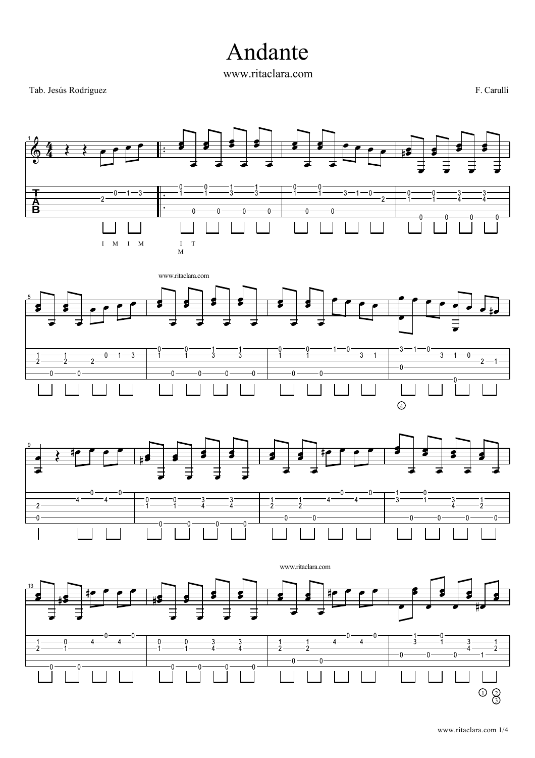# Andante

www.ritaclara.com

Tab. Jesús Rodríguez

F. Carulli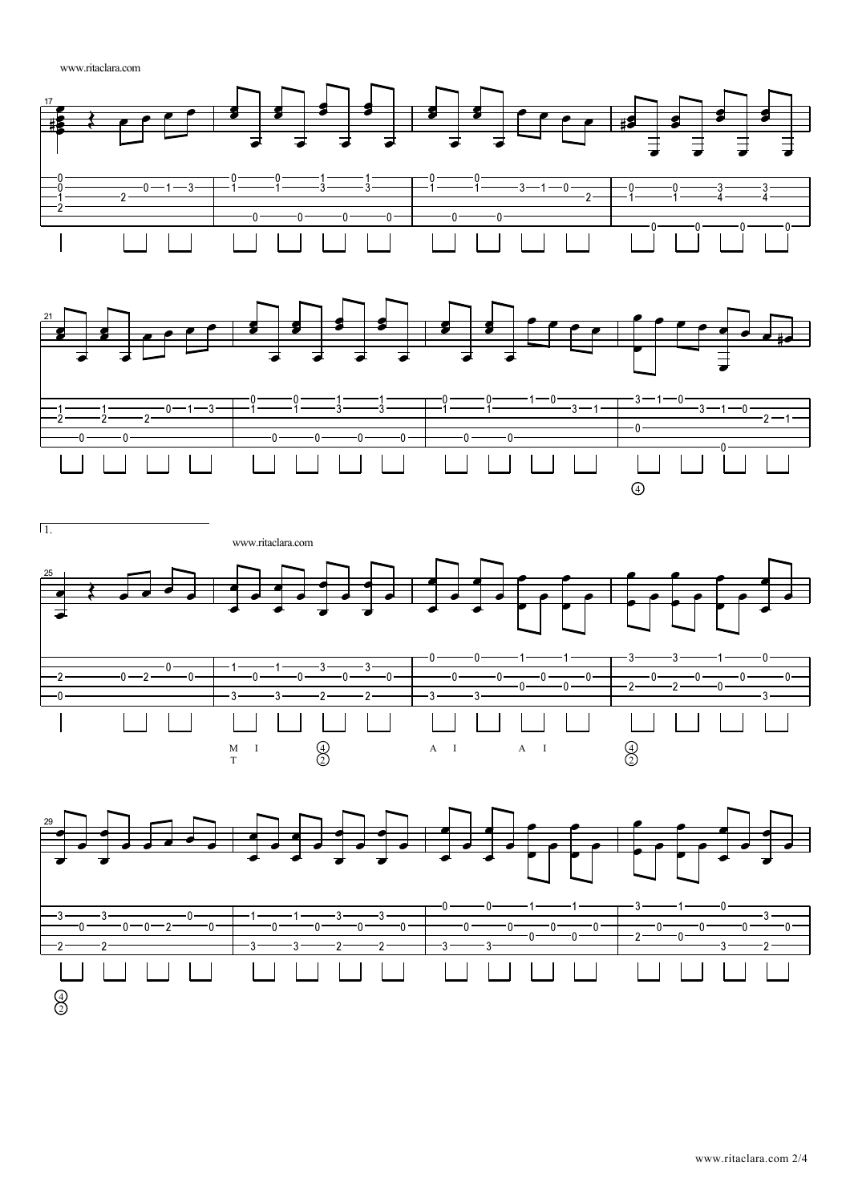www.ritaclara.com

1.

www.ritaclara.com

M I
T

A I A I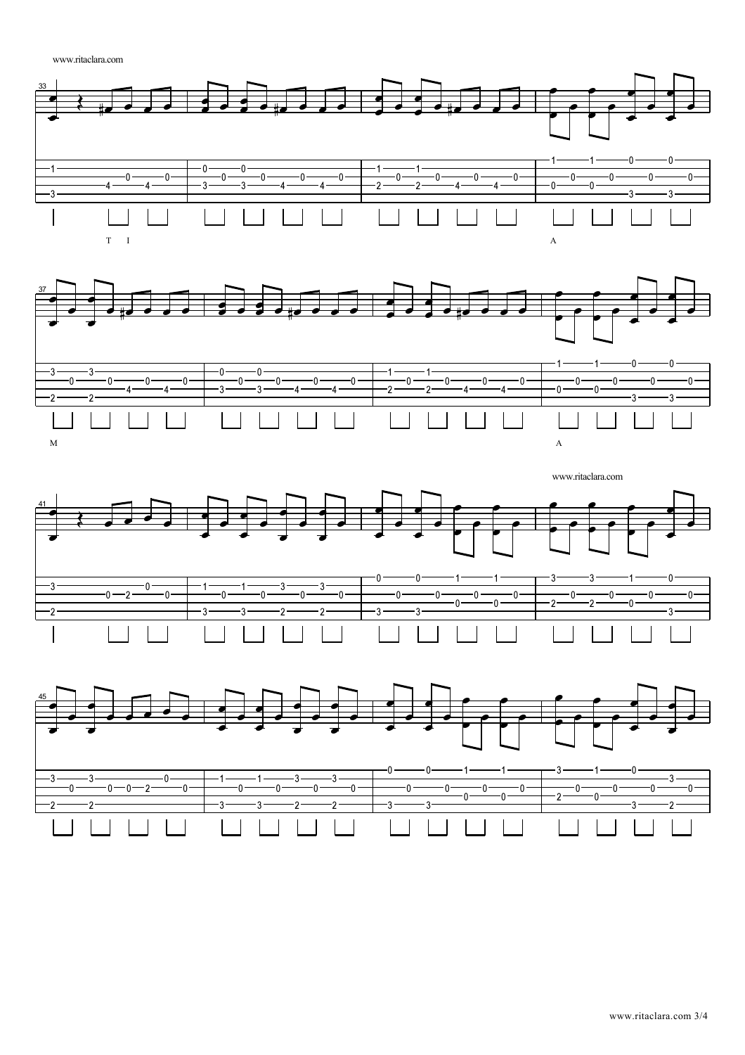T I

A

M

A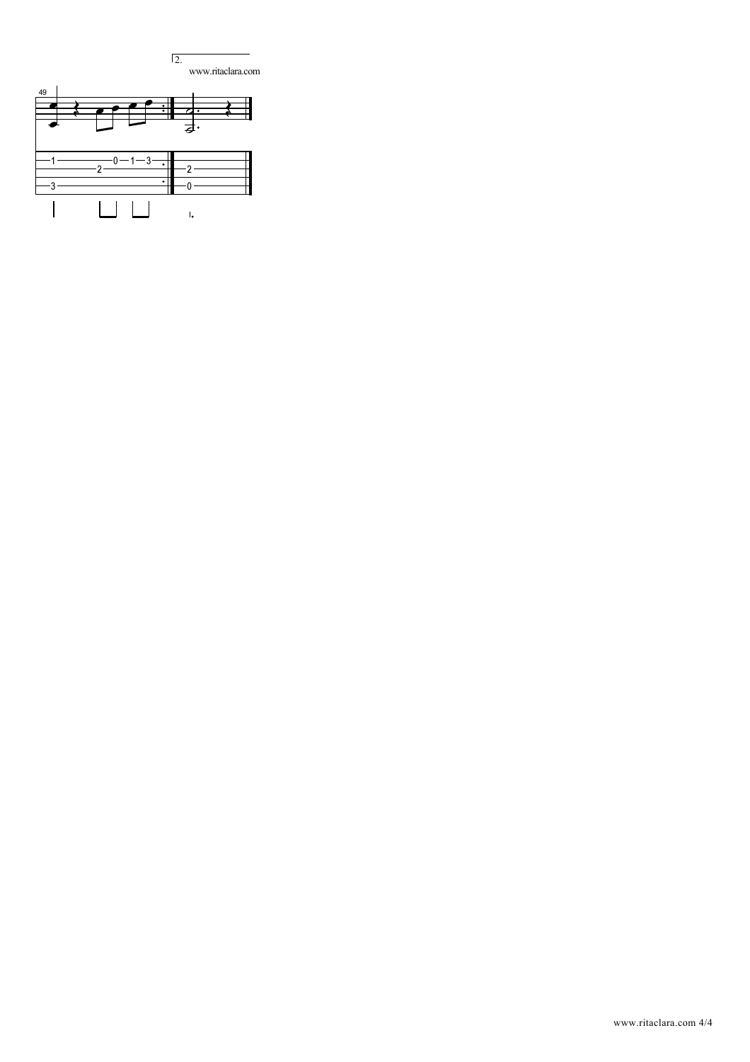2.

www.ritaclara.com

49

1 2 0 1 3 2
3 0